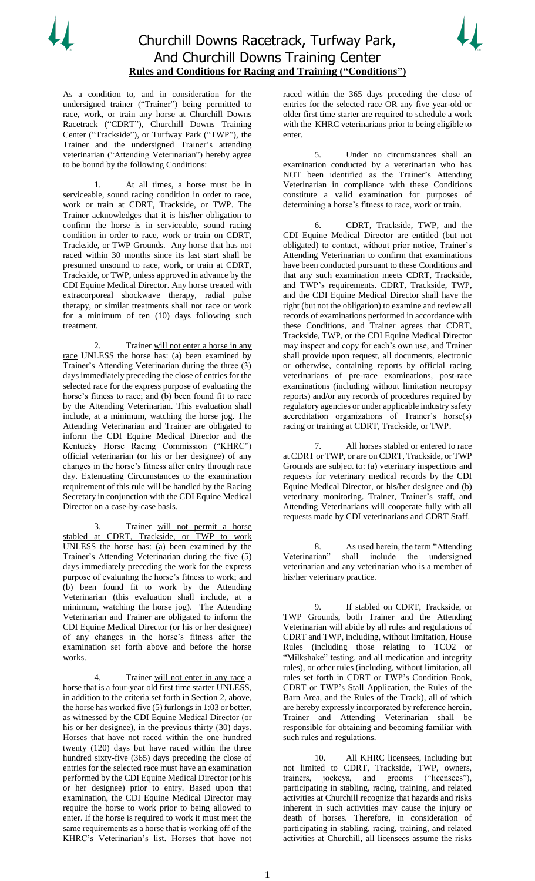# Churchill Downs Racetrack, Turfway Park, And Churchill Downs Training Center

## Rules and Conditions for Racing and Training ("Conditions")

As a condition to, and in consideration for the undersigned trainer ("Trainer") being permitted to race, work, or train any horse at Churchill Downs Racetrack ("CDRT"), Churchill Downs Training Center ("Trackside"), or Turfway Park ("TWP"), the Trainer and the undersigned Trainer's attending veterinarian ("Attending Veterinarian") hereby agree to be bound by the following Conditions:

1. At all times, a horse must be in serviceable, sound racing condition in order to race, work or train at CDRT, Trackside, or TWP. The Trainer acknowledges that it is his/her obligation to confirm the horse is in serviceable, sound racing condition in order to race, work or train on CDRT, Trackside, or TWP Grounds. Any horse that has not raced within 30 months since its last start shall be presumed unsound to race, work, or train at CDRT, Trackside, or TWP, unless approved in advance by the CDI Equine Medical Director. Any horse treated with extracorporeal shockwave therapy, radial pulse therapy, or similar treatments shall not race or work for a minimum of ten (10) days following such treatment.

2. Trainer <u>will not enter a horse in any race</u> UNLESS the horse has: (a) been examined by Trainer's Attending Veterinarian during the three (3) days immediately preceding the close of entries for the selected race for the express purpose of evaluating the horse's fitness to race; and (b) been found fit to race by the Attending Veterinarian. This evaluation shall include, at a minimum, watching the horse jog. The Attending Veterinarian and Trainer are obligated to inform the CDI Equine Medical Director and the Kentucky Horse Racing Commission ("KHRC") official veterinarian (or his or her designee) of any changes in the horse's fitness after entry through race day. Extenuating Circumstances to the examination requirement of this rule will be handled by the Racing Secretary in conjunction with the CDI Equine Medical Director on a case-by-case basis.

3. Trainer <u>will not permit a horse stabled at CDRT, Trackside, or TWP to work</u> UNLESS the horse has: (a) been examined by the Trainer's Attending Veterinarian during the five (5) days immediately preceding the work for the express purpose of evaluating the horse's fitness to work; and (b) been found fit to work by the Attending Veterinarian (this evaluation shall include, at a minimum, watching the horse jog). The Attending Veterinarian and Trainer are obligated to inform the CDI Equine Medical Director (or his or her designee) of any changes in the horse's fitness after the examination set forth above and before the horse works.

4. Trainer <u>will not enter in any race</u> a horse that is a four-year old first time starter UNLESS, in addition to the criteria set forth in Section 2, above, the horse has worked five (5) furlongs in 1:03 or better, as witnessed by the CDI Equine Medical Director (or his or her designee), in the previous thirty (30) days. Horses that have not raced within the one hundred twenty (120) days but have raced within the three hundred sixty-five (365) days preceding the close of entries for the selected race must have an examination performed by the CDI Equine Medical Director (or his or her designee) prior to entry. Based upon that examination, the CDI Equine Medical Director may require the horse to work prior to being allowed to enter. If the horse is required to work it must meet the same requirements as a horse that is working off of the KHRC's Veterinarian's list. Horses that have not raced within the 365 days preceding the close of entries for the selected race OR any five year-old or older first time starter are required to schedule a work with the KHRC veterinarians prior to being eligible to enter.

5. Under no circumstances shall an examination conducted by a veterinarian who has NOT been identified as the Trainer's Attending Veterinarian in compliance with these Conditions constitute a valid examination for purposes of determining a horse's fitness to race, work or train.

6. CDRT, Trackside, TWP, and the CDI Equine Medical Director are entitled (but not obligated) to contact, without prior notice, Trainer's Attending Veterinarian to confirm that examinations have been conducted pursuant to these Conditions and that any such examination meets CDRT, Trackside, and TWP's requirements. CDRT, Trackside, TWP, and the CDI Equine Medical Director shall have the right (but not the obligation) to examine and review all records of examinations performed in accordance with these Conditions, and Trainer agrees that CDRT, Trackside, TWP, or the CDI Equine Medical Director may inspect and copy for each's own use, and Trainer shall provide upon request, all documents, electronic or otherwise, containing reports by official racing veterinarians of pre-race examinations, post-race examinations (including without limitation necropsy reports) and/or any records of procedures required by regulatory agencies or under applicable industry safety accreditation organizations of Trainer's horse(s) racing or training at CDRT, Trackside, or TWP.

7. All horses stabled or entered to race at CDRT or TWP, or are on CDRT, Trackside, or TWP Grounds are subject to: (a) veterinary inspections and requests for veterinary medical records by the CDI Equine Medical Director, or his/her designee and (b) veterinary monitoring. Trainer, Trainer's staff, and Attending Veterinarians will cooperate fully with all requests made by CDI veterinarians and CDRT Staff.

8. As used herein, the term "Attending Veterinarian" shall include the undersigned veterinarian and any veterinarian who is a member of his/her veterinary practice.

9. If stabled on CDRT, Trackside, or TWP Grounds, both Trainer and the Attending Veterinarian will abide by all rules and regulations of CDRT and TWP, including, without limitation, House Rules (including those relating to TCO2 or "Milkshake" testing, and all medication and integrity rules), or other rules (including, without limitation, all rules set forth in CDRT or TWP's Condition Book, CDRT or TWP's Stall Application, the Rules of the Barn Area, and the Rules of the Track), all of which are hereby expressly incorporated by reference herein. Trainer and Attending Veterinarian shall be responsible for obtaining and becoming familiar with such rules and regulations.

10. All KHRC licensees, including but not limited to CDRT, Trackside, TWP, owners, trainers, jockeys, and grooms ("licensees"), participating in stabling, racing, training, and related activities at Churchill recognize that hazards and risks inherent in such activities may cause the injury or death of horses. Therefore, in consideration of participating in stabling, racing, training, and related activities at Churchill, all licensees assume the risks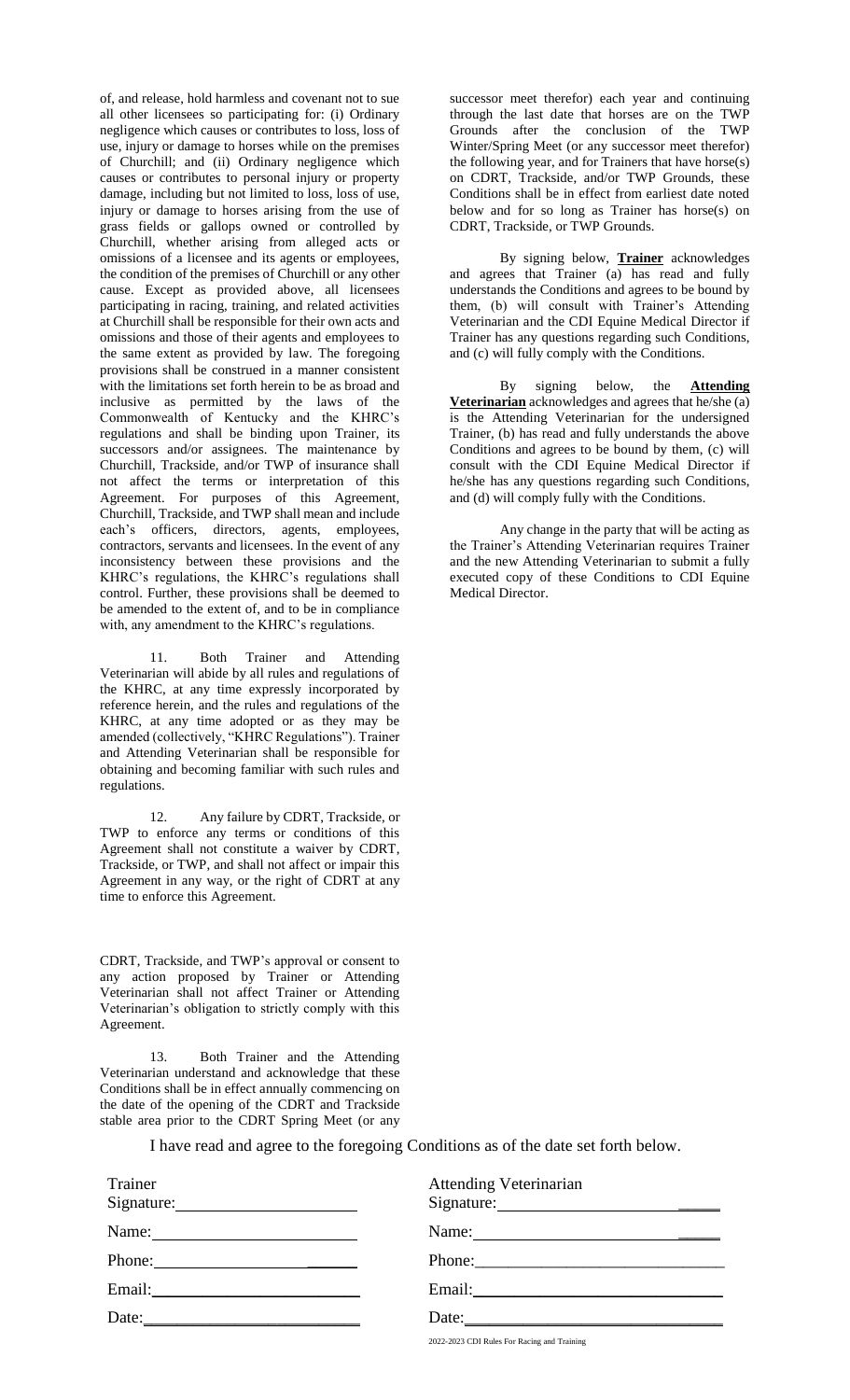of, and release, hold harmless and covenant not to sue all other licensees so participating for: (i) Ordinary negligence which causes or contributes to loss, loss of use, injury or damage to horses while on the premises of Churchill; and (ii) Ordinary negligence which causes or contributes to personal injury or property damage, including but not limited to loss, loss of use, injury or damage to horses arising from the use of grass fields or gallops owned or controlled by Churchill, whether arising from alleged acts or omissions of a licensee and its agents or employees, the condition of the premises of Churchill or any other cause. Except as provided above, all licensees participating in racing, training, and related activities at Churchill shall be responsible for their own acts and omissions and those of their agents and employees to the same extent as provided by law. The foregoing provisions shall be construed in a manner consistent with the limitations set forth herein to be as broad and inclusive as permitted by the laws of the Commonwealth of Kentucky and the KHRC's regulations and shall be binding upon Trainer, its successors and/or assignees. The maintenance by Churchill, Trackside, and/or TWP of insurance shall not affect the terms or interpretation of this Agreement. For purposes of this Agreement, Churchill, Trackside, and TWP shall mean and include each's officers, directors, agents, employees, contractors, servants and licensees. In the event of any inconsistency between these provisions and the KHRC's regulations, the KHRC's regulations shall control. Further, these provisions shall be deemed to be amended to the extent of, and to be in compliance with, any amendment to the KHRC's regulations.

11. Both Trainer and Attending Veterinarian will abide by all rules and regulations of the KHRC, at any time expressly incorporated by reference herein, and the rules and regulations of the KHRC, at any time adopted or as they may be amended (collectively, "KHRC Regulations"). Trainer and Attending Veterinarian shall be responsible for obtaining and becoming familiar with such rules and regulations.

12. Any failure by CDRT, Trackside, or TWP to enforce any terms or conditions of this Agreement shall not constitute a waiver by CDRT, Trackside, or TWP, and shall not affect or impair this Agreement in any way, or the right of CDRT at any time to enforce this Agreement.

CDRT, Trackside, and TWP's approval or consent to any action proposed by Trainer or Attending Veterinarian shall not affect Trainer or Attending Veterinarian's obligation to strictly comply with this Agreement.

13. Both Trainer and the Attending Veterinarian understand and acknowledge that these Conditions shall be in effect annually commencing on the date of the opening of the CDRT and Trackside stable area prior to the CDRT Spring Meet (or any successor meet therefor) each year and continuing through the last date that horses are on the TWP Grounds after the conclusion of the TWP Winter/Spring Meet (or any successor meet therefor) the following year, and for Trainers that have horse(s) on CDRT, Trackside, and/or TWP Grounds, these Conditions shall be in effect from earliest date noted below and for so long as Trainer has horse(s) on CDRT, Trackside, or TWP Grounds.

By signing below, **Trainer** acknowledges and agrees that Trainer (a) has read and fully understands the Conditions and agrees to be bound by them, (b) will consult with Trainer's Attending Veterinarian and the CDI Equine Medical Director if Trainer has any questions regarding such Conditions, and (c) will fully comply with the Conditions.

By signing below, the **Attending Veterinarian** acknowledges and agrees that he/she (a) is the Attending Veterinarian for the undersigned Trainer, (b) has read and fully understands the above Conditions and agrees to be bound by them, (c) will consult with the CDI Equine Medical Director if he/she has any questions regarding such Conditions, and (d) will comply fully with the Conditions.

Any change in the party that will be acting as the Trainer's Attending Veterinarian requires Trainer and the new Attending Veterinarian to submit a fully executed copy of these Conditions to CDI Equine Medical Director.

I have read and agree to the foregoing Conditions as of the date set forth below.

| Trainer | Attending Veterinarian |
|---|---|
| Signature: ____________________ | Signature: ____________________ |
| Name: ____________________ | Name: ____________________ |
| Phone: ____________________ | Phone: ____________________ |
| Email: ____________________ | Email: ____________________ |
| Date: ____________________ | Date: ____________________ |

2022-2023 CDI Rules For Racing and Training